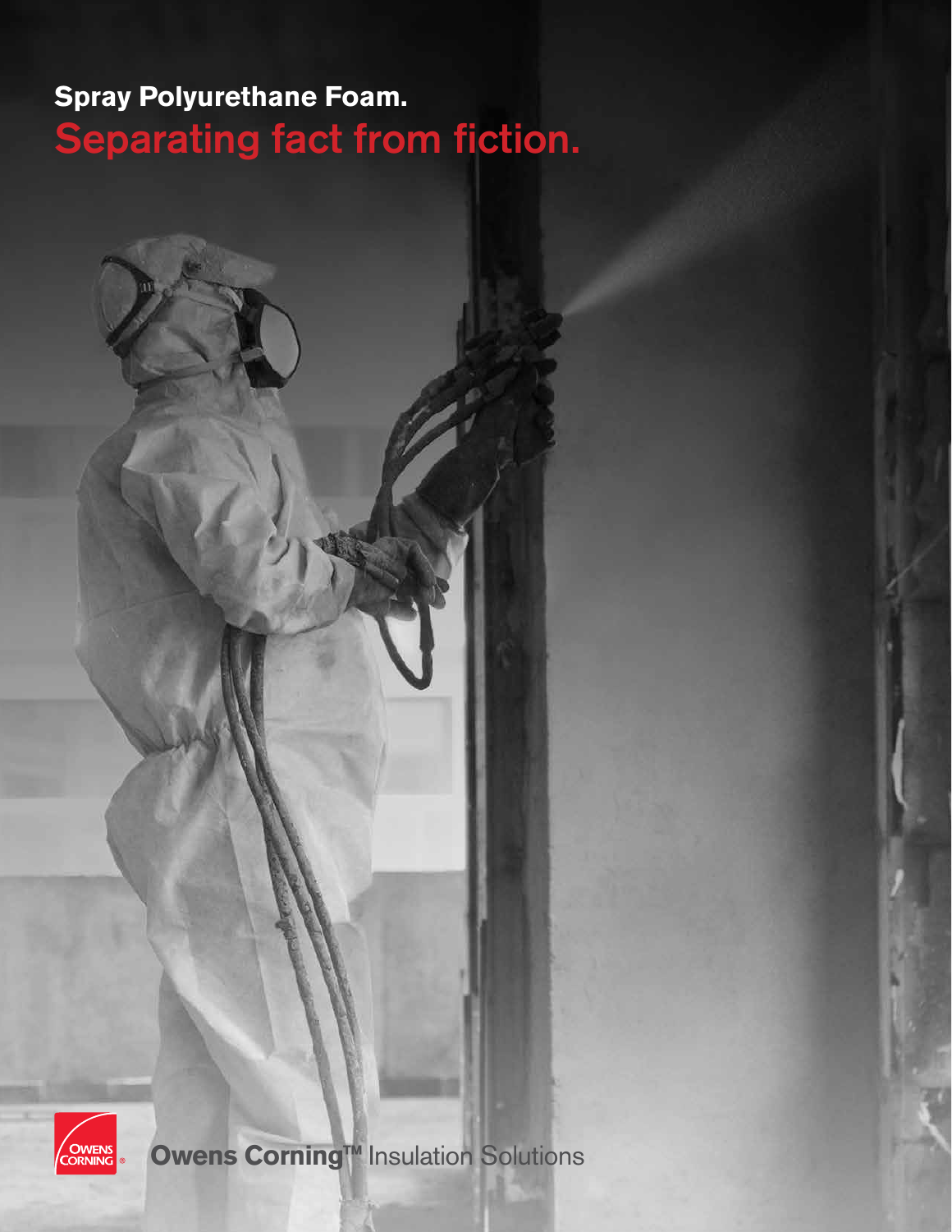# Spray Polyurethane Foam.

## Separating fact from fiction.

**Owens Corning™** Insulation Solutions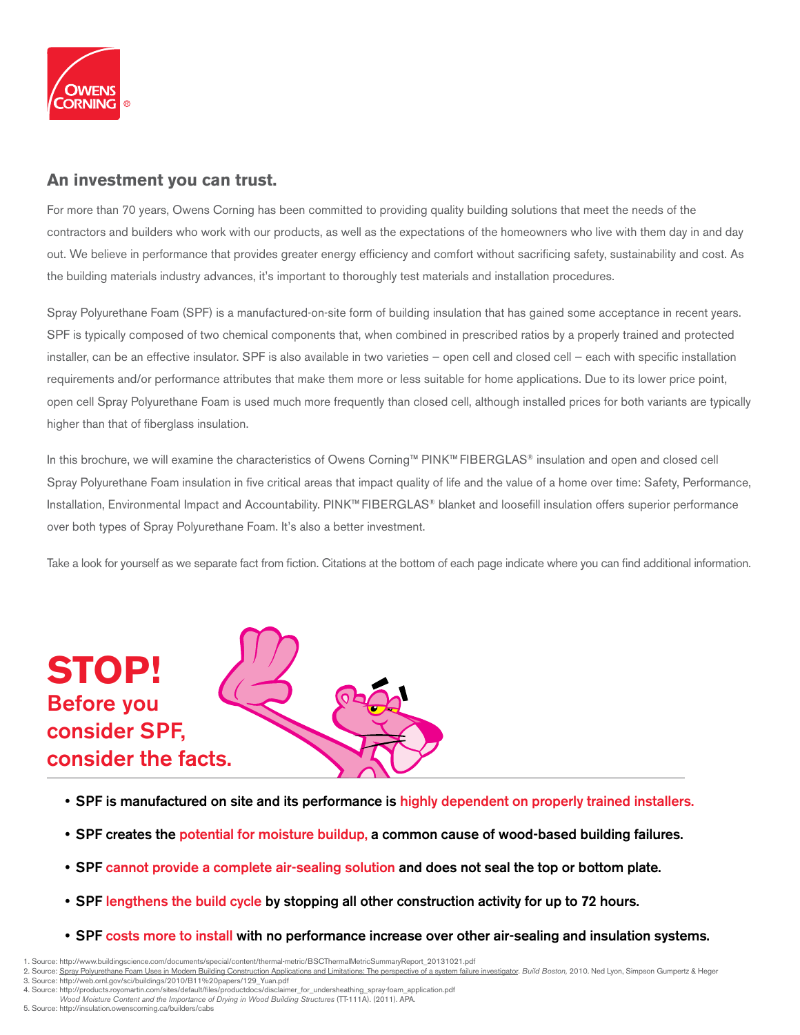## An investment you can trust.

For more than 70 years, Owens Corning has been committed to providing quality building solutions that meet the needs of the contractors and builders who work with our products, as well as the expectations of the homeowners who live with them day in and day out. We believe in performance that provides greater energy efficiency and comfort without sacrificing safety, sustainability and cost. As the building materials industry advances, it's important to thoroughly test materials and installation procedures.

Spray Polyurethane Foam (SPF) is a manufactured-on-site form of building insulation that has gained some acceptance in recent years. SPF is typically composed of two chemical components that, when combined in prescribed ratios by a properly trained and protected installer, can be an effective insulator. SPF is also available in two varieties – open cell and closed cell – each with specific installation requirements and/or performance attributes that make them more or less suitable for home applications. Due to its lower price point, open cell Spray Polyurethane Foam is used much more frequently than closed cell, although installed prices for both variants are typically higher than that of fiberglass insulation.

In this brochure, we will examine the characteristics of Owens Corning™ PINK™ FIBERGLAS® insulation and open and closed cell Spray Polyurethane Foam insulation in five critical areas that impact quality of life and the value of a home over time: Safety, Performance, Installation, Environmental Impact and Accountability. PINK™ FIBERGLAS® blanket and loosefill insulation offers superior performance over both types of Spray Polyurethane Foam. It's also a better investment.

Take a look for yourself as we separate fact from fiction. Citations at the bottom of each page indicate where you can find additional information.

# STOP!

## Before you consider SPF, consider the facts.

- **SPF is manufactured on site and its performance is highly dependent on properly trained installers.**
- **SPF creates the potential for moisture buildup, a common cause of wood-based building failures.**
- **SPF cannot provide a complete air-sealing solution and does not seal the top or bottom plate.**
- **SPF lengthens the build cycle by stopping all other construction activity for up to 72 hours.**
- **SPF costs more to install with no performance increase over other air-sealing and insulation systems.**

1. Source: http://www.buildingscience.com/documents/special/content/thermal-metric/BSCThermalMetricSummaryReport_20131021.pdf
2. Source: Spray Polyurethane Foam Uses in Modern Building Construction Applications and Limitations: The perspective of a system failure investigator. *Build Boston,* 2010. Ned Lyon, Simpson Gumpertz & Heger
3. Source: http://web.ornl.gov/sci/buildings/2010/B11%20papers/129_Yuan.pdf
4. Source: http://products.royomartin.com/sites/default/files/productdocs/disclaimer_for_undersheathing_spray-foam_application.pdf
   *Wood Moisture Content and the Importance of Drying in Wood Building Structures* (TT-111A). (2011). APA.
5. Source: http://insulation.owenscorning.ca/builders/cabs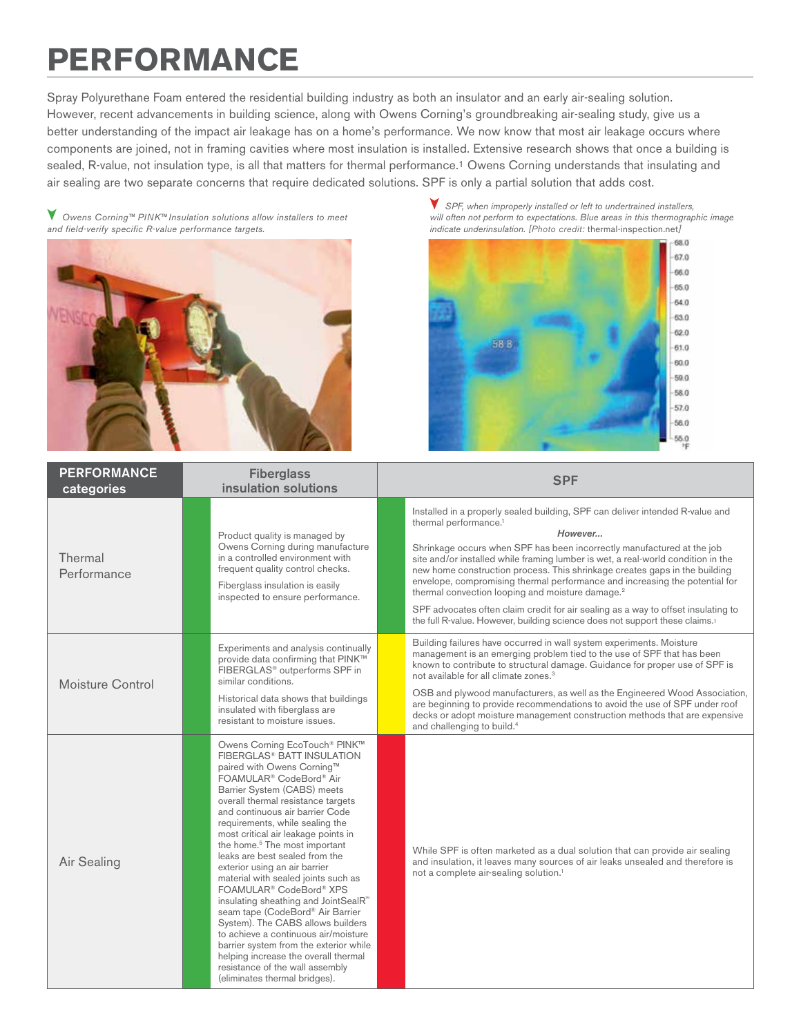# PERFORMANCE

Spray Polyurethane Foam entered the residential building industry as both an insulator and an early air-sealing solution. However, recent advancements in building science, along with Owens Corning's groundbreaking air-sealing study, give us a better understanding of the impact air leakage has on a home's performance. We now know that most air leakage occurs where components are joined, not in framing cavities where most insulation is installed. Extensive research shows that once a building is sealed, R-value, not insulation type, is all that matters for thermal performance.[1] Owens Corning understands that insulating and air sealing are two separate concerns that require dedicated solutions. SPF is only a partial solution that adds cost.

*Owens Corning™ PINK™ Insulation solutions allow installers to meet and field-verify specific R-value performance targets.*

*SPF, when improperly installed or left to undertrained installers, will often not perform to expectations. Blue areas in this thermographic image indicate underinsulation. [Photo credit: thermal-inspection.net]*

68.0
67.0
66.0
65.0
64.0
63.0
62.0
61.0
60.0
59.0
58.0
57.0
56.0
55.0
°F
58.8

| PERFORMANCE categories | Fiberglass insulation solutions | SPF |
|---|---|---|
| Thermal Performance | Product quality is managed by Owens Corning during manufacture in a controlled environment with frequent quality control checks.<br>Fiberglass insulation is easily inspected to ensure performance. | Installed in a properly sealed building, SPF can deliver intended R-value and thermal performance.[1]<br>***However...***<br>Shrinkage occurs when SPF has been incorrectly manufactured at the job site and/or installed while framing lumber is wet, a real-world condition in the new home construction process. This shrinkage creates gaps in the building envelope, compromising thermal performance and increasing the potential for thermal convection looping and moisture damage.[2]<br>SPF advocates often claim credit for air sealing as a way to offset insulating to the full R-value. However, building science does not support these claims.[1] |
| Moisture Control | Experiments and analysis continually provide data confirming that PINK™ FIBERGLAS® outperforms SPF in similar conditions.<br>Historical data shows that buildings insulated with fiberglass are resistant to moisture issues. | Building failures have occurred in wall system experiments. Moisture management is an emerging problem tied to the use of SPF that has been known to contribute to structural damage. Guidance for proper use of SPF is not available for all climate zones.[3]<br>OSB and plywood manufacturers, as well as the Engineered Wood Association, are beginning to provide recommendations to avoid the use of SPF under roof decks or adopt moisture management construction methods that are expensive and challenging to build.[4] |
| Air Sealing | Owens Corning EcoTouch® PINK™ FIBERGLAS® BATT INSULATION paired with Owens Corning™ FOAMULAR® CodeBord® Air Barrier System (CABS) meets overall thermal resistance targets and continuous air barrier Code requirements, while sealing the most critical air leakage points in the home.[5] The most important leaks are best sealed from the exterior using an air barrier material with sealed joints such as FOAMULAR® CodeBord® XPS insulating sheathing and JointSealR™ seam tape (CodeBord® Air Barrier System). The CABS allows builders to achieve a continuous air/moisture barrier system from the exterior while helping increase the overall thermal resistance of the wall assembly (eliminates thermal bridges). | While SPF is often marketed as a dual solution that can provide air sealing and insulation, it leaves many sources of air leaks unsealed and therefore is not a complete air-sealing solution.[1] |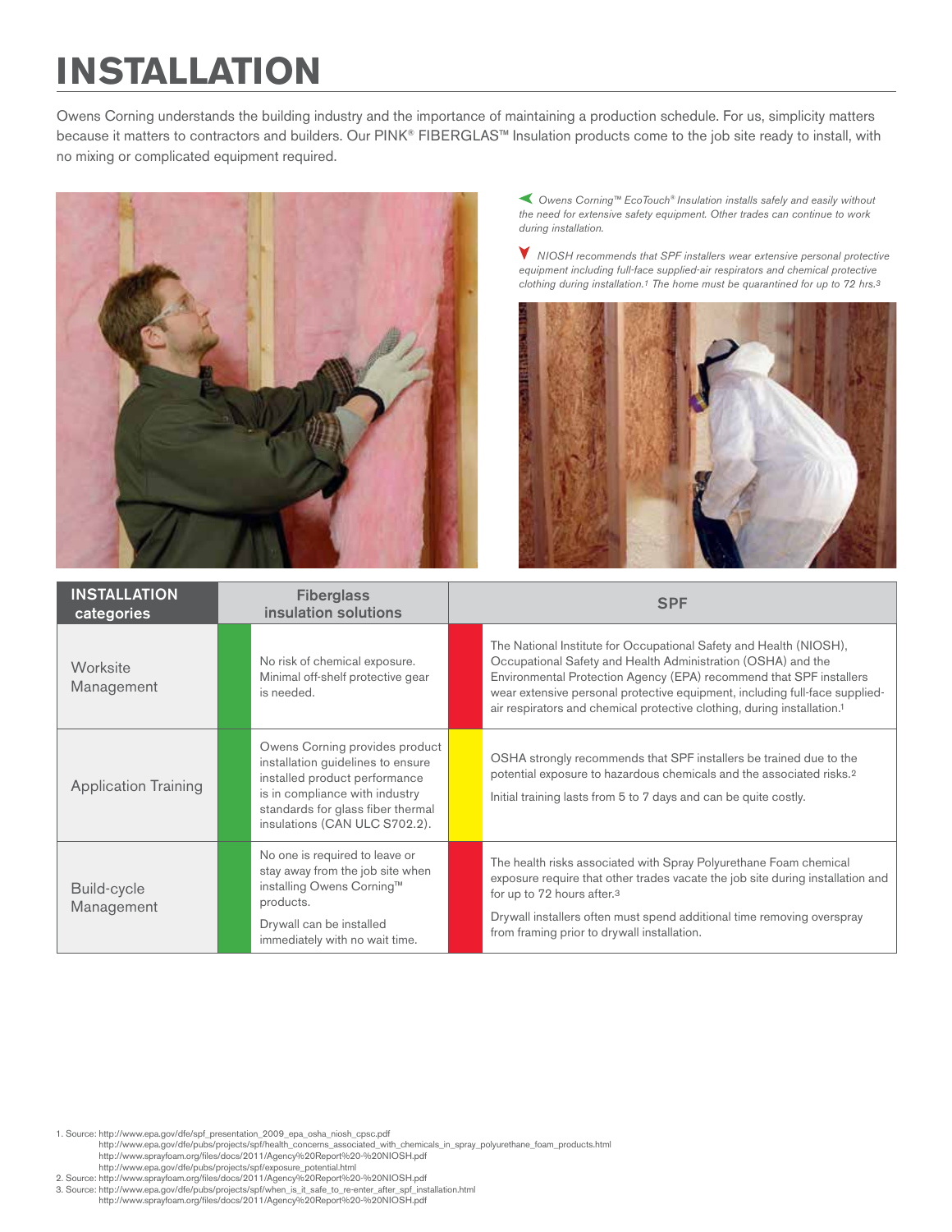# INSTALLATION

Owens Corning understands the building industry and the importance of maintaining a production schedule. For us, simplicity matters because it matters to contractors and builders. Our PINK® FIBERGLAS™ Insulation products come to the job site ready to install, with no mixing or complicated equipment required.

*Owens Corning™ EcoTouch® Insulation installs safely and easily without the need for extensive safety equipment. Other trades can continue to work during installation.*

*NIOSH recommends that SPF installers wear extensive personal protective equipment including full-face supplied-air respirators and chemical protective clothing during installation.[1] The home must be quarantined for up to 72 hrs.[3]*

| INSTALLATION categories | Fiberglass insulation solutions | SPF |
|---|---|---|
| Worksite Management | No risk of chemical exposure. Minimal off-shelf protective gear is needed. | The National Institute for Occupational Safety and Health (NIOSH), Occupational Safety and Health Administration (OSHA) and the Environmental Protection Agency (EPA) recommend that SPF installers wear extensive personal protective equipment, including full-face supplied-air respirators and chemical protective clothing, during installation.[1] |
| Application Training | Owens Corning provides product installation guidelines to ensure installed product performance is in compliance with industry standards for glass fiber thermal insulations (CAN ULC S702.2). | OSHA strongly recommends that SPF installers be trained due to the potential exposure to hazardous chemicals and the associated risks.[2] Initial training lasts from 5 to 7 days and can be quite costly. |
| Build-cycle Management | No one is required to leave or stay away from the job site when installing Owens Corning™ products. Drywall can be installed immediately with no wait time. | The health risks associated with Spray Polyurethane Foam chemical exposure require that other trades vacate the job site during installation and for up to 72 hours after.[3] Drywall installers often must spend additional time removing overspray from framing prior to drywall installation. |

1. Source: http://www.epa.gov/dfe/spf_presentation_2009_epa_osha_niosh_cpsc.pdf
   http://www.epa.gov/dfe/pubs/projects/spf/health_concerns_associated_with_chemicals_in_spray_polyurethane_foam_products.html
   http://www.sprayfoam.org/files/docs/2011/Agency%20Report%20-%20NIOSH.pdf
   http://www.epa.gov/dfe/pubs/projects/spf/exposure_potential.html
2. Source: http://www.sprayfoam.org/files/docs/2011/Agency%20Report%20-%20NIOSH.pdf
3. Source: http://www.epa.gov/dfe/pubs/projects/spf/when_is_it_safe_to_re-enter_after_spf_installation.html
   http://www.sprayfoam.org/files/docs/2011/Agency%20Report%20-%20NIOSH.pdf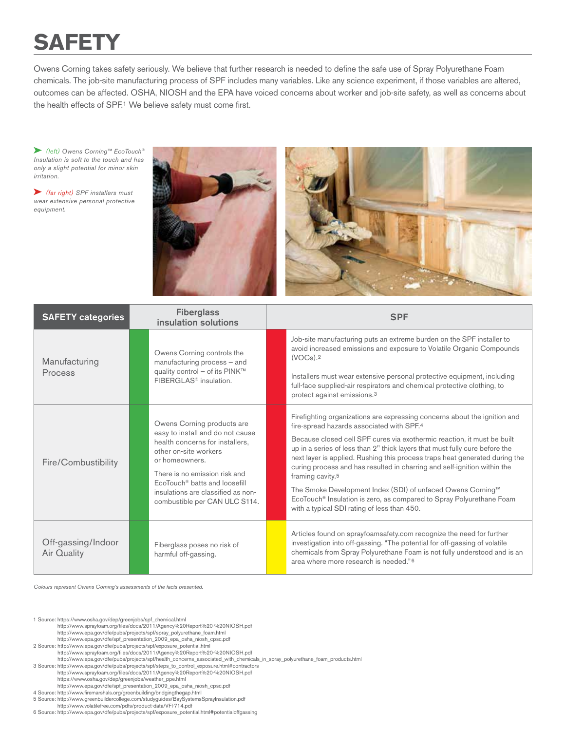# SAFETY

Owens Corning takes safety seriously. We believe that further research is needed to define the safe use of Spray Polyurethane Foam chemicals. The job-site manufacturing process of SPF includes many variables. Like any science experiment, if those variables are altered, outcomes can be affected. OSHA, NIOSH and the EPA have voiced concerns about worker and job-site safety, as well as concerns about the health effects of SPF.[1] We believe safety must come first.

*(left) Owens Corning™ EcoTouch® Insulation is soft to the touch and has only a slight potential for minor skin irritation.*

*(far right) SPF installers must wear extensive personal protective equipment.*

| SAFETY categories | Fiberglass insulation solutions | SPF |
|---|---|---|
| Manufacturing Process | Owens Corning controls the manufacturing process – and quality control – of its PINK™ FIBERGLAS® insulation. | Job-site manufacturing puts an extreme burden on the SPF installer to avoid increased emissions and exposure to Volatile Organic Compounds (VOCs).[2] Installers must wear extensive personal protective equipment, including full-face supplied-air respirators and chemical protective clothing, to protect against emissions.[3] |
| Fire/Combustibility | Owens Corning products are easy to install and do not cause health concerns for installers, other on-site workers or homeowners. There is no emission risk and EcoTouch® batts and loosefill insulations are classified as non-combustible per CAN ULC S114. | Firefighting organizations are expressing concerns about the ignition and fire-spread hazards associated with SPF.[4] Because closed cell SPF cures via exothermic reaction, it must be built up in a series of less than 2" thick layers that must fully cure before the next layer is applied. Rushing this process traps heat generated during the curing process and has resulted in charring and self-ignition within the framing cavity.[5] The Smoke Development Index (SDI) of unfaced Owens Corning™ EcoTouch® Insulation is zero, as compared to Spray Polyurethane Foam with a typical SDI rating of less than 450. |
| Off-gassing/Indoor Air Quality | Fiberglass poses no risk of harmful off-gassing. | Articles found on sprayfoamsafety.com recognize the need for further investigation into off-gassing. "The potential for off-gassing of volatile chemicals from Spray Polyurethane Foam is not fully understood and is an area where more research is needed."[6] |

*Colours represent Owens Corning's assessments of the facts presented.*

1 Source: https://www.osha.gov/dep/greenjobs/spf_chemical.html
http://www.sprayfoam.org/files/docs/2011/Agency%20Report%20-%20NIOSH.pdf
http://www.epa.gov/dfe/pubs/projects/spf/spray_polyurethane_foam.html
http://www.epa.gov/dfe/spf_presentation_2009_epa_osha_niosh_cpsc.pdf

2 Source: http://www.epa.gov/dfe/pubs/projects/spf/exposure_potential.html
http://www.sprayfoam.org/files/docs/2011/Agency%20Report%20-%20NIOSH.pdf
http://www.epa.gov/dfe/pubs/projects/spf/health_concerns_associated_with_chemicals_in_spray_polyurethane_foam_products.html

3 Source: http://www.epa.gov/dfe/pubs/projects/spf/steps_to_control_exposure.html#contractors
http://www.sprayfoam.org/files/docs/2011/Agency%20Report%20-%20NIOSH.pdf
https://www.osha.gov/dep/greenjobs/weather_ppe.html
http://www.epa.gov/dfe/spf_presentation_2009_epa_osha_niosh_cpsc.pdf

4 Source: http://www.firemarshals.org/greenbuilding/bridgingthegap.html

5 Source: http://www.greenbuildercollege.com/studyguides/BaySystemsSprayInsulation.pdf
http://www.volatilefree.com/pdfs/product-data/VFI-714.pdf

6 Source: http://www.epa.gov/dfe/pubs/projects/spf/exposure_potential.html#potentialoffgassing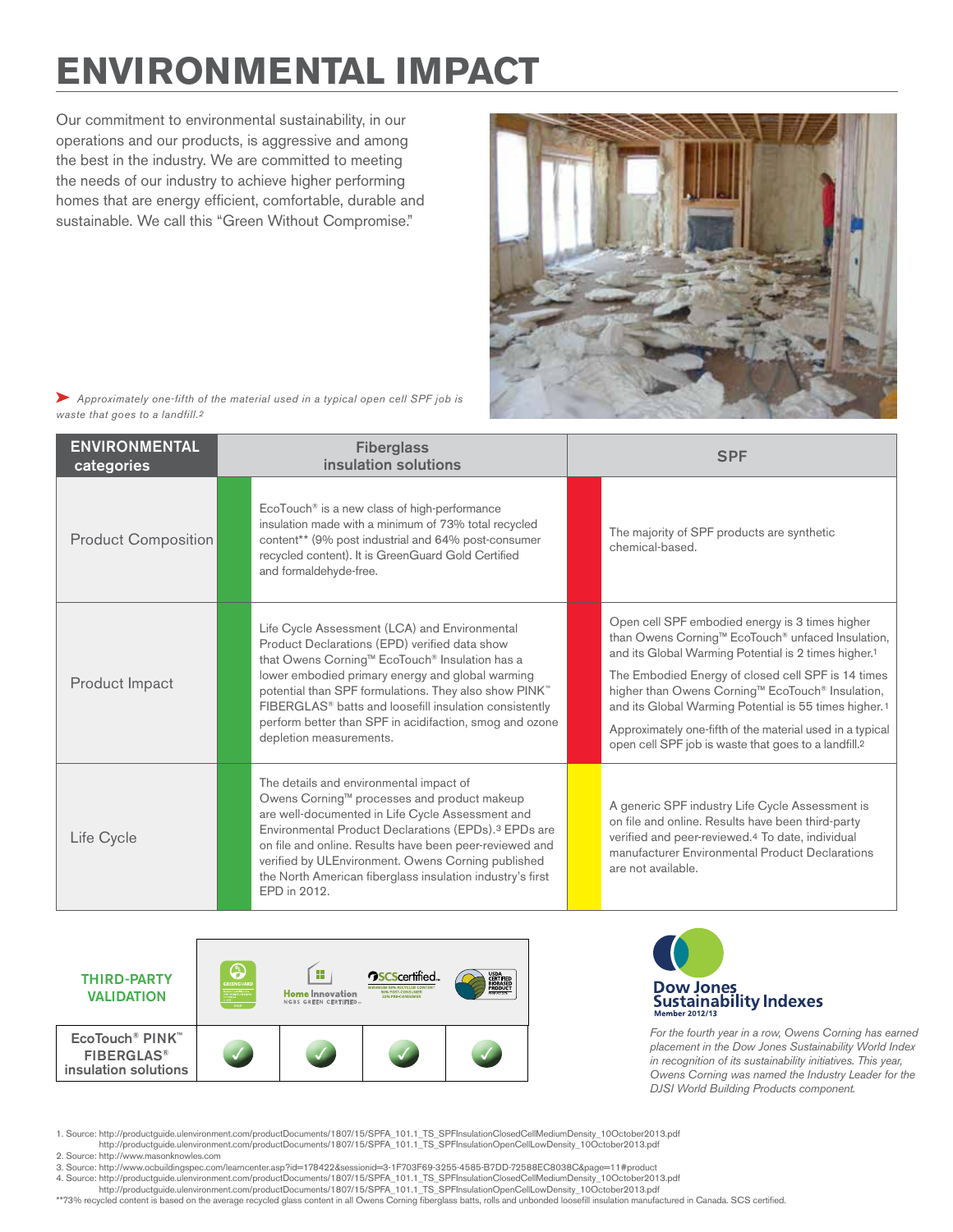# ENVIRONMENTAL IMPACT

Our commitment to environmental sustainability, in our operations and our products, is aggressive and among the best in the industry. We are committed to meeting the needs of our industry to achieve higher performing homes that are energy efficient, comfortable, durable and sustainable. We call this "Green Without Compromise."

*Approximately one-fifth of the material used in a typical open cell SPF job is waste that goes to a landfill.[2]*

| ENVIRONMENTAL categories | Fiberglass insulation solutions | SPF |
|---|---|---|
| Product Composition | EcoTouch® is a new class of high-performance insulation made with a minimum of 73% total recycled content** (9% post industrial and 64% post-consumer recycled content). It is GreenGuard Gold Certified and formaldehyde-free. | The majority of SPF products are synthetic chemical-based. |
| Product Impact | Life Cycle Assessment (LCA) and Environmental Product Declarations (EPD) verified data show that Owens Corning™ EcoTouch® Insulation has a lower embodied primary energy and global warming potential than SPF formulations. They also show PINK™ FIBERGLAS® batts and loosefill insulation consistently perform better than SPF in acidifaction, smog and ozone depletion measurements. | Open cell SPF embodied energy is 3 times higher than Owens Corning™ EcoTouch® unfaced Insulation, and its Global Warming Potential is 2 times higher.[1] The Embodied Energy of closed cell SPF is 14 times higher than Owens Corning™ EcoTouch® Insulation, and its Global Warming Potential is 55 times higher.[1] Approximately one-fifth of the material used in a typical open cell SPF job is waste that goes to a landfill.[2] |
| Life Cycle | The details and environmental impact of Owens Corning™ processes and product makeup are well-documented in Life Cycle Assessment and Environmental Product Declarations (EPDs).[3] EPDs are on file and online. Results have been peer-reviewed and verified by ULEnvironment. Owens Corning published the North American fiberglass insulation industry's first EPD in 2012. | A generic SPF industry Life Cycle Assessment is on file and online. Results have been third-party verified and peer-reviewed.[4] To date, individual manufacturer Environmental Product Declarations are not available. |

| THIRD-PARTY VALIDATION | GREENGUARD | Home Innovation NGBS GREEN CERTIFIED | SCS certified | USDA CERTIFIED BIOBASED PRODUCT |
|---|---|---|---|---|
| EcoTouch® PINK™ FIBERGLAS® insulation solutions | ✓ | ✓ | ✓ | ✓ |

Dow Jones Sustainability Indexes
Member 2012/13

*For the fourth year in a row, Owens Corning has earned placement in the Dow Jones Sustainability World Index in recognition of its sustainability initiatives. This year, Owens Corning was named the Industry Leader for the DJSI World Building Products component.*

1. Source: http://productguide.ulenvironment.com/productDocuments/1807/15/SPFA_101.1_TS_SPFInsulationClosedCellMediumDensity_10October2013.pdf
   http://productguide.ulenvironment.com/productDocuments/1807/15/SPFA_101.1_TS_SPFInsulationOpenCellLowDensity_10October2013.pdf
2. Source: http://www.masonknowles.com
3. Source: http://www.ocbuildingspec.com/learncenter.asp?id=178422&sessionid=3-1F703F69-3255-4585-B7DD-72588EC8038C&page=11#product
4. Source: http://productguide.ulenvironment.com/productDocuments/1807/15/SPFA_101.1_TS_SPFInsulationClosedCellMediumDensity_10October2013.pdf
   http://productguide.ulenvironment.com/productDocuments/1807/15/SPFA_101.1_TS_SPFInsulationOpenCellLowDensity_10October2013.pdf

**73% recycled content is based on the average recycled glass content in all Owens Corning fiberglass batts, rolls and unbonded loosefill insulation manufactured in Canada. SCS certified.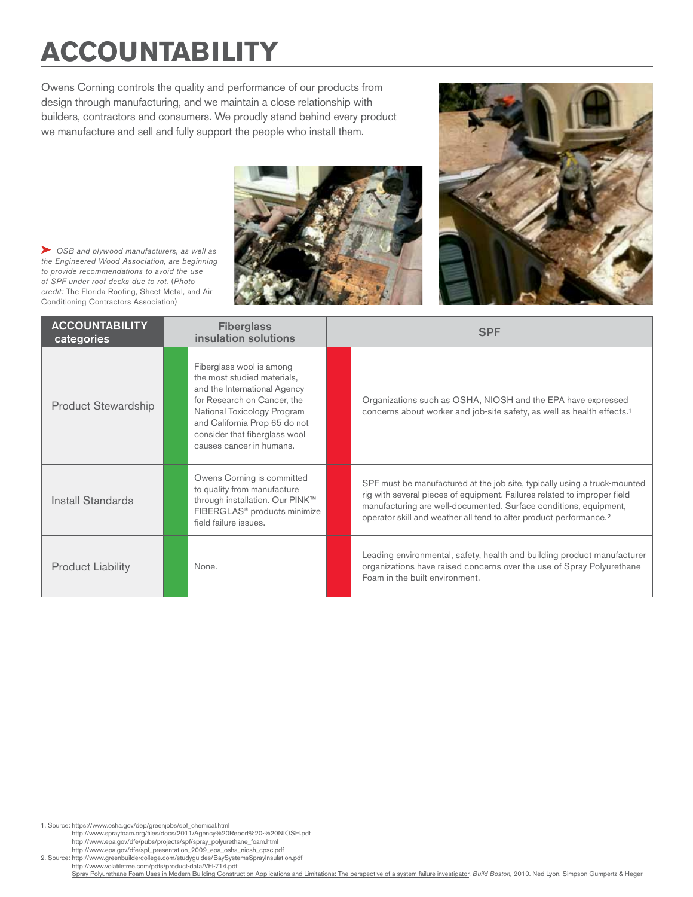# ACCOUNTABILITY

Owens Corning controls the quality and performance of our products from design through manufacturing, and we maintain a close relationship with builders, contractors and consumers. We proudly stand behind every product we manufacture and sell and fully support the people who install them.

➤ *OSB and plywood manufacturers, as well as the Engineered Wood Association, are beginning to provide recommendations to avoid the use of SPF under roof decks due to rot.* (*Photo credit:* The Florida Roofing, Sheet Metal, and Air Conditioning Contractors Association)

| ACCOUNTABILITY categories | Fiberglass insulation solutions | SPF |
|---|---|---|
| Product Stewardship | Fiberglass wool is among the most studied materials, and the International Agency for Research on Cancer, the National Toxicology Program and California Prop 65 do not consider that fiberglass wool causes cancer in humans. | Organizations such as OSHA, NIOSH and the EPA have expressed concerns about worker and job-site safety, as well as health effects.[1] |
| Install Standards | Owens Corning is committed to quality from manufacture through installation. Our PINK™ FIBERGLAS® products minimize field failure issues. | SPF must be manufactured at the job site, typically using a truck-mounted rig with several pieces of equipment. Failures related to improper field manufacturing are well-documented. Surface conditions, equipment, operator skill and weather all tend to alter product performance.[2] |
| Product Liability | None. | Leading environmental, safety, health and building product manufacturer organizations have raised concerns over the use of Spray Polyurethane Foam in the built environment. |

1. Source: https://www.osha.gov/dep/greenjobs/spf_chemical.html
   http://www.sprayfoam.org/files/docs/2011/Agency%20Report%20-%20NIOSH.pdf
   http://www.epa.gov/dfe/pubs/projects/spf/spray_polyurethane_foam.html
   http://www.epa.gov/dfe/spf_presentation_2009_epa_osha_niosh_cpsc.pdf
2. Source: http://www.greenbuildercollege.com/studyguides/BaySystemsSprayInsulation.pdf
   http://www.volatilefree.com/pdfs/product-data/VFI-714.pdf
   Spray Polyurethane Foam Uses in Modern Building Construction Applications and Limitations: The perspective of a system failure investigator. *Build Boston,* 2010. Ned Lyon, Simpson Gumpertz & Heger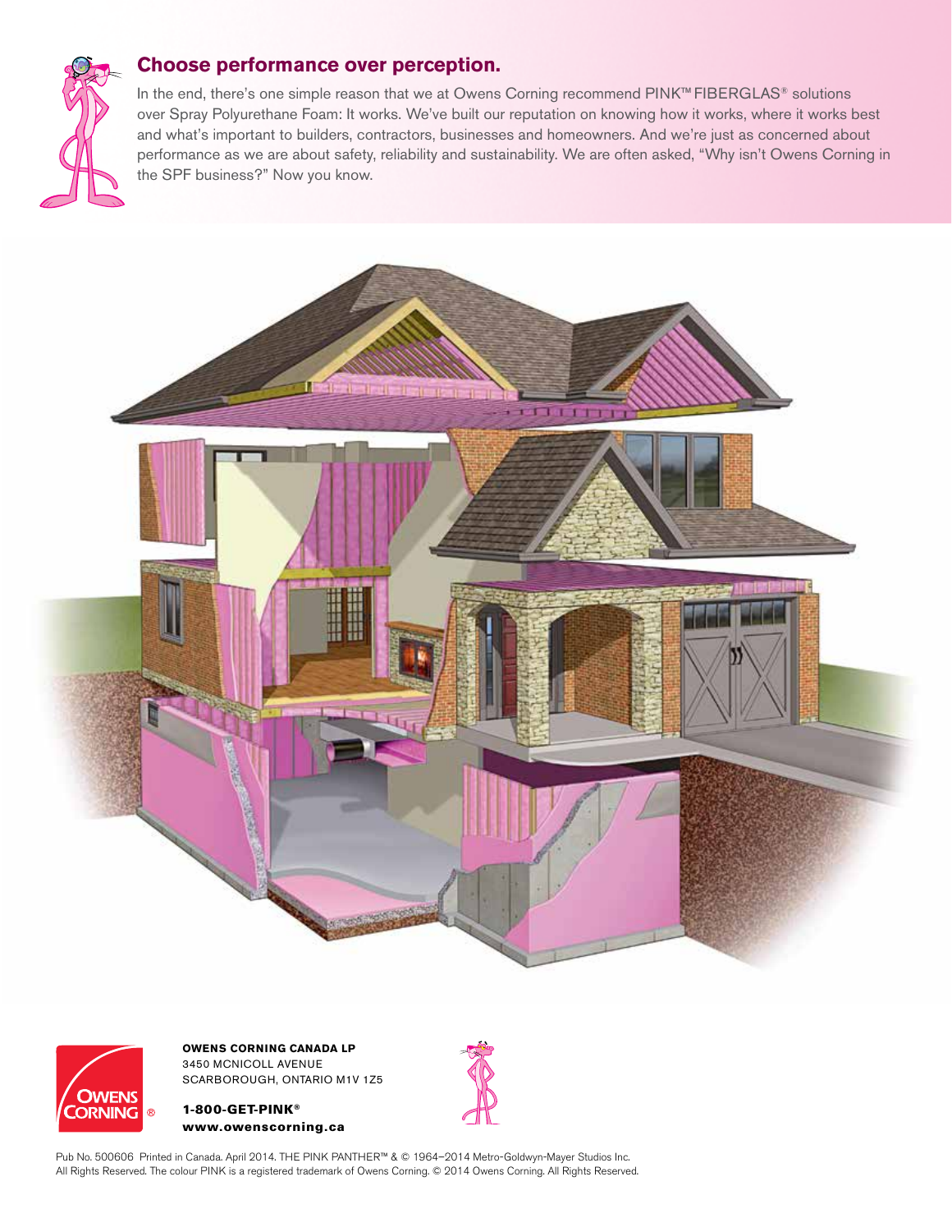## Choose performance over perception.

In the end, there's one simple reason that we at Owens Corning recommend PINK™ FIBERGLAS® solutions over Spray Polyurethane Foam: It works. We've built our reputation on knowing how it works, where it works best and what's important to builders, contractors, businesses and homeowners. And we're just as concerned about performance as we are about safety, reliability and sustainability. We are often asked, "Why isn't Owens Corning in the SPF business?" Now you know.

**OWENS CORNING CANADA LP**
3450 MCNICOLL AVENUE
SCARBOROUGH, ONTARIO M1V 1Z5

**1-800-GET-PINK®**
**www.owenscorning.ca**

Pub No. 500606 Printed in Canada. April 2014. THE PINK PANTHER™ & © 1964–2014 Metro-Goldwyn-Mayer Studios Inc. All Rights Reserved. The colour PINK is a registered trademark of Owens Corning. © 2014 Owens Corning. All Rights Reserved.